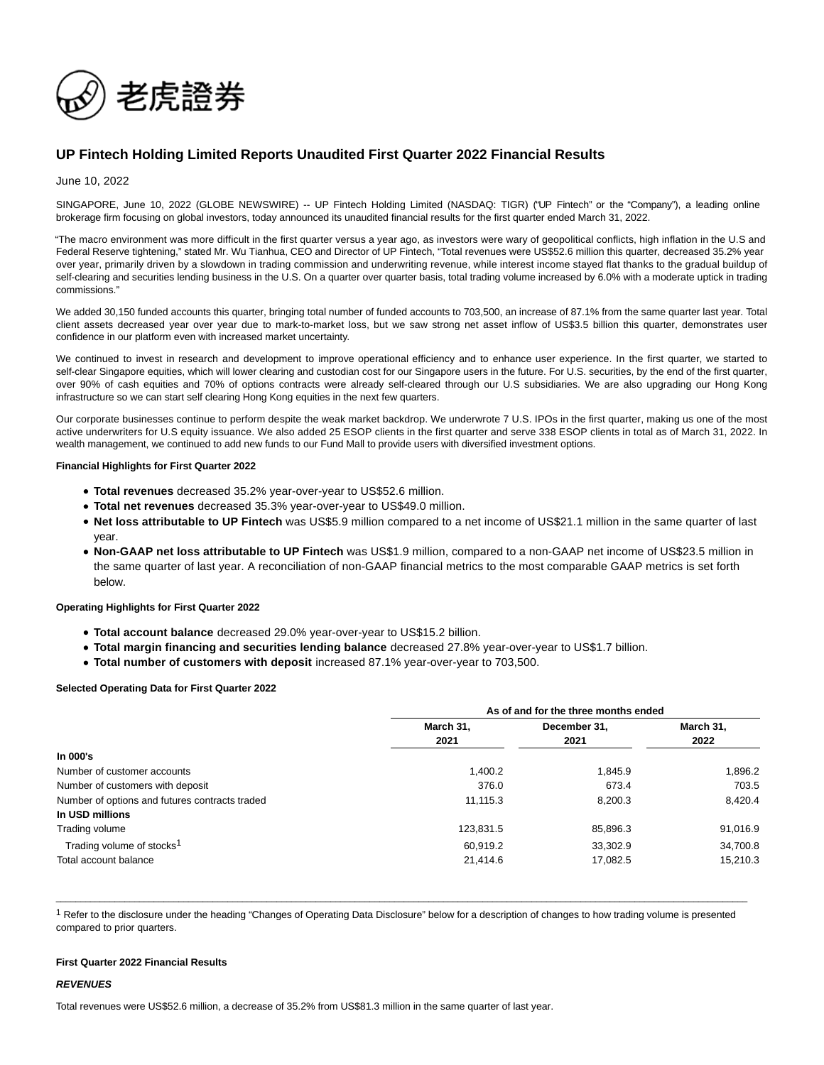老虎證券

# UP Fintech Holding Limited Reports Unaudited First Quarter 2022 Financial Results

June 10, 2022

SINGAPORE, June 10, 2022 (GLOBE NEWSWIRE) -- UP Fintech Holding Limited (NASDAQ: TIGR) ("UP Fintech" or the "Company"), a leading online brokerage firm focusing on global investors, today announced its unaudited financial results for the first quarter ended March 31, 2022.

"The macro environment was more difficult in the first quarter versus a year ago, as investors were wary of geopolitical conflicts, high inflation in the U.S and Federal Reserve tightening," stated Mr. Wu Tianhua, CEO and Director of UP Fintech, "Total revenues were US$52.6 million this quarter, decreased 35.2% year over year, primarily driven by a slowdown in trading commission and underwriting revenue, while interest income stayed flat thanks to the gradual buildup of self-clearing and securities lending business in the U.S. On a quarter over quarter basis, total trading volume increased by 6.0% with a moderate uptick in trading commissions."

We added 30,150 funded accounts this quarter, bringing total number of funded accounts to 703,500, an increase of 87.1% from the same quarter last year. Total client assets decreased year over year due to mark-to-market loss, but we saw strong net asset inflow of US$3.5 billion this quarter, demonstrates user confidence in our platform even with increased market uncertainty.

We continued to invest in research and development to improve operational efficiency and to enhance user experience. In the first quarter, we started to self-clear Singapore equities, which will lower clearing and custodian cost for our Singapore users in the future. For U.S. securities, by the end of the first quarter, over 90% of cash equities and 70% of options contracts were already self-cleared through our U.S subsidiaries. We are also upgrading our Hong Kong infrastructure so we can start self clearing Hong Kong equities in the next few quarters.

Our corporate businesses continue to perform despite the weak market backdrop. We underwrote 7 U.S. IPOs in the first quarter, making us one of the most active underwriters for U.S equity issuance. We also added 25 ESOP clients in the first quarter and serve 338 ESOP clients in total as of March 31, 2022. In wealth management, we continued to add new funds to our Fund Mall to provide users with diversified investment options.

**Financial Highlights for First Quarter 2022**

- **Total revenues** decreased 35.2% year-over-year to US$52.6 million.
- **Total net revenues** decreased 35.3% year-over-year to US$49.0 million.
- **Net loss attributable to UP Fintech** was US$5.9 million compared to a net income of US$21.1 million in the same quarter of last year.
- **Non-GAAP net loss attributable to UP Fintech** was US$1.9 million, compared to a non-GAAP net income of US$23.5 million in the same quarter of last year. A reconciliation of non-GAAP financial metrics to the most comparable GAAP metrics is set forth below.

**Operating Highlights for First Quarter 2022**

- **Total account balance** decreased 29.0% year-over-year to US$15.2 billion.
- **Total margin financing and securities lending balance** decreased 27.8% year-over-year to US$1.7 billion.
- **Total number of customers with deposit** increased 87.1% year-over-year to 703,500.

**Selected Operating Data for First Quarter 2022**

| | As of and for the three months ended | | |
|---|---|---|---|
| | March 31, 2021 | December 31, 2021 | March 31, 2022 |
| **In 000's** | | | |
| Number of customer accounts | 1,400.2 | 1,845.9 | 1,896.2 |
| Number of customers with deposit | 376.0 | 673.4 | 703.5 |
| Number of options and futures contracts traded | 11,115.3 | 8,200.3 | 8,420.4 |
| **In USD millions** | | | |
| Trading volume | 123,831.5 | 85,896.3 | 91,016.9 |
| Trading volume of stocks[1] | 60,919.2 | 33,302.9 | 34,700.8 |
| Total account balance | 21,414.6 | 17,082.5 | 15,210.3 |

[1] Refer to the disclosure under the heading "Changes of Operating Data Disclosure" below for a description of changes to how trading volume is presented compared to prior quarters.

**First Quarter 2022 Financial Results**

***REVENUES***

Total revenues were US$52.6 million, a decrease of 35.2% from US$81.3 million in the same quarter of last year.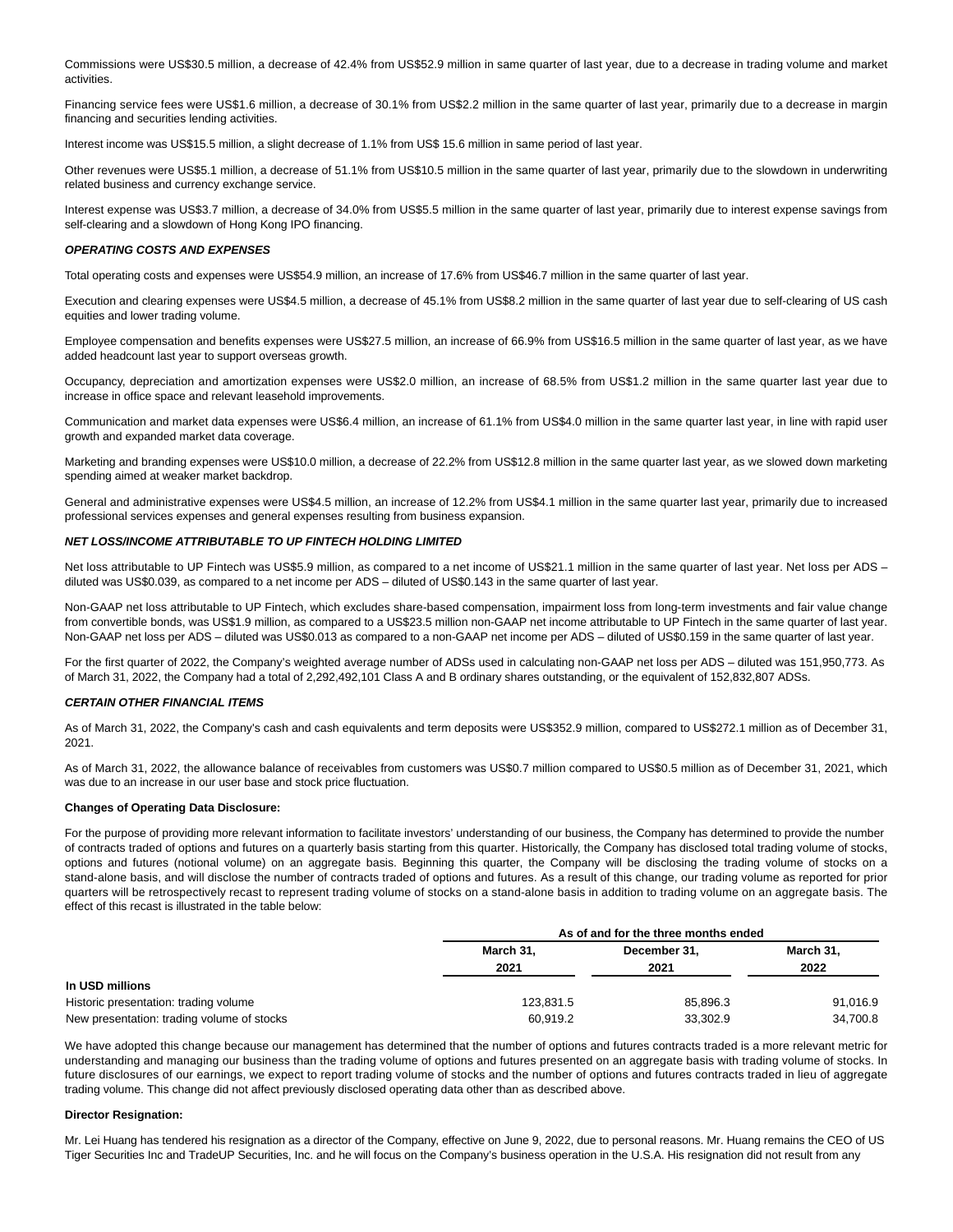Commissions were US$30.5 million, a decrease of 42.4% from US$52.9 million in same quarter of last year, due to a decrease in trading volume and market activities.

Financing service fees were US$1.6 million, a decrease of 30.1% from US$2.2 million in the same quarter of last year, primarily due to a decrease in margin financing and securities lending activities.

Interest income was US$15.5 million, a slight decrease of 1.1% from US$ 15.6 million in same period of last year.

Other revenues were US$5.1 million, a decrease of 51.1% from US$10.5 million in the same quarter of last year, primarily due to the slowdown in underwriting related business and currency exchange service.

Interest expense was US$3.7 million, a decrease of 34.0% from US$5.5 million in the same quarter of last year, primarily due to interest expense savings from self-clearing and a slowdown of Hong Kong IPO financing.

***OPERATING COSTS AND EXPENSES***

Total operating costs and expenses were US$54.9 million, an increase of 17.6% from US$46.7 million in the same quarter of last year.

Execution and clearing expenses were US$4.5 million, a decrease of 45.1% from US$8.2 million in the same quarter of last year due to self-clearing of US cash equities and lower trading volume.

Employee compensation and benefits expenses were US$27.5 million, an increase of 66.9% from US$16.5 million in the same quarter of last year, as we have added headcount last year to support overseas growth.

Occupancy, depreciation and amortization expenses were US$2.0 million, an increase of 68.5% from US$1.2 million in the same quarter last year due to increase in office space and relevant leasehold improvements.

Communication and market data expenses were US$6.4 million, an increase of 61.1% from US$4.0 million in the same quarter last year, in line with rapid user growth and expanded market data coverage.

Marketing and branding expenses were US$10.0 million, a decrease of 22.2% from US$12.8 million in the same quarter last year, as we slowed down marketing spending aimed at weaker market backdrop.

General and administrative expenses were US$4.5 million, an increase of 12.2% from US$4.1 million in the same quarter last year, primarily due to increased professional services expenses and general expenses resulting from business expansion.

***NET LOSS/INCOME ATTRIBUTABLE TO UP FINTECH HOLDING LIMITED***

Net loss attributable to UP Fintech was US$5.9 million, as compared to a net income of US$21.1 million in the same quarter of last year. Net loss per ADS – diluted was US$0.039, as compared to a net income per ADS – diluted of US$0.143 in the same quarter of last year.

Non-GAAP net loss attributable to UP Fintech, which excludes share-based compensation, impairment loss from long-term investments and fair value change from convertible bonds, was US$1.9 million, as compared to a US$23.5 million non-GAAP net income attributable to UP Fintech in the same quarter of last year. Non-GAAP net loss per ADS – diluted was US$0.013 as compared to a non-GAAP net income per ADS – diluted of US$0.159 in the same quarter of last year.

For the first quarter of 2022, the Company's weighted average number of ADSs used in calculating non-GAAP net loss per ADS – diluted was 151,950,773. As of March 31, 2022, the Company had a total of 2,292,492,101 Class A and B ordinary shares outstanding, or the equivalent of 152,832,807 ADSs.

***CERTAIN OTHER FINANCIAL ITEMS***

As of March 31, 2022, the Company's cash and cash equivalents and term deposits were US$352.9 million, compared to US$272.1 million as of December 31, 2021.

As of March 31, 2022, the allowance balance of receivables from customers was US$0.7 million compared to US$0.5 million as of December 31, 2021, which was due to an increase in our user base and stock price fluctuation.

**Changes of Operating Data Disclosure:**

For the purpose of providing more relevant information to facilitate investors' understanding of our business, the Company has determined to provide the number of contracts traded of options and futures on a quarterly basis starting from this quarter. Historically, the Company has disclosed total trading volume of stocks, options and futures (notional volume) on an aggregate basis. Beginning this quarter, the Company will be disclosing the trading volume of stocks on a stand-alone basis, and will disclose the number of contracts traded of options and futures. As a result of this change, our trading volume as reported for prior quarters will be retrospectively recast to represent trading volume of stocks on a stand-alone basis in addition to trading volume on an aggregate basis. The effect of this recast is illustrated in the table below:

| | As of and for the three months ended | | |
|---|---|---|---|
| | March 31, 2021 | December 31, 2021 | March 31, 2022 |
| **In USD millions** | | | |
| Historic presentation: trading volume | 123,831.5 | 85,896.3 | 91,016.9 |
| New presentation: trading volume of stocks | 60,919.2 | 33,302.9 | 34,700.8 |

We have adopted this change because our management has determined that the number of options and futures contracts traded is a more relevant metric for understanding and managing our business than the trading volume of options and futures presented on an aggregate basis with trading volume of stocks. In future disclosures of our earnings, we expect to report trading volume of stocks and the number of options and futures contracts traded in lieu of aggregate trading volume. This change did not affect previously disclosed operating data other than as described above.

**Director Resignation:**

Mr. Lei Huang has tendered his resignation as a director of the Company, effective on June 9, 2022, due to personal reasons. Mr. Huang remains the CEO of US Tiger Securities Inc and TradeUP Securities, Inc. and he will focus on the Company's business operation in the U.S.A. His resignation did not result from any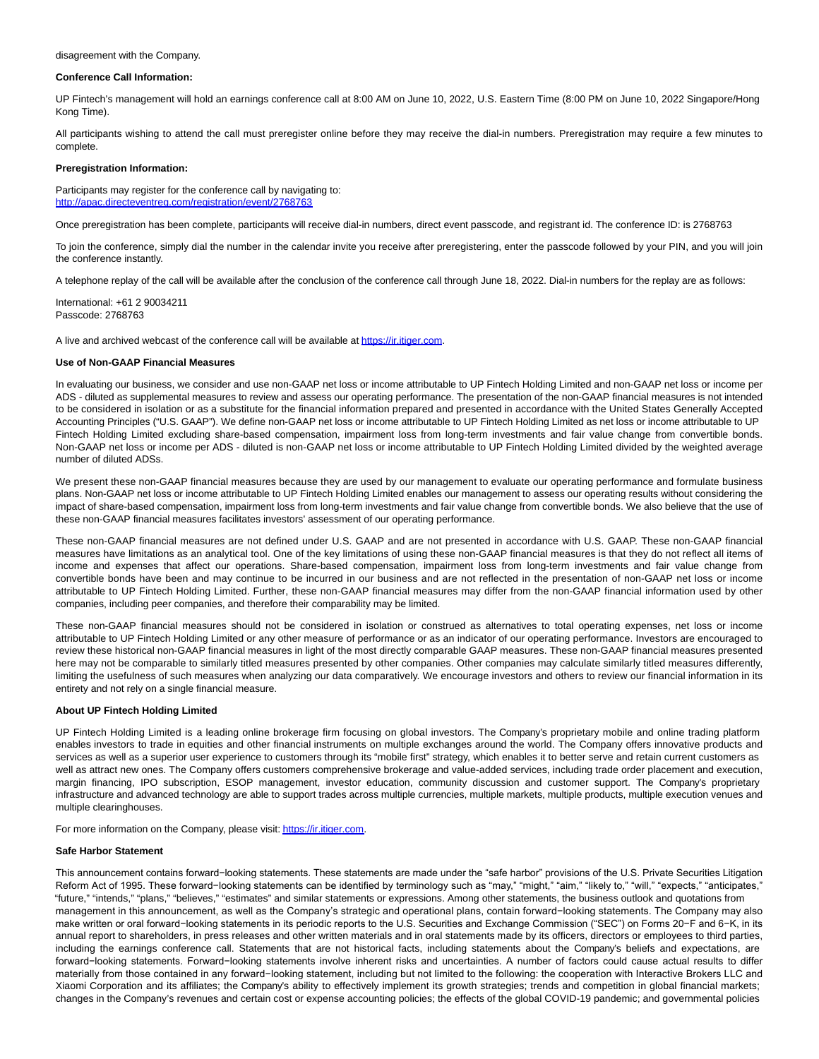disagreement with the Company.

**Conference Call Information:**

UP Fintech's management will hold an earnings conference call at 8:00 AM on June 10, 2022, U.S. Eastern Time (8:00 PM on June 10, 2022 Singapore/Hong Kong Time).

All participants wishing to attend the call must preregister online before they may receive the dial-in numbers. Preregistration may require a few minutes to complete.

**Preregistration Information:**

Participants may register for the conference call by navigating to:
http://apac.directeventreg.com/registration/event/2768763

Once preregistration has been complete, participants will receive dial-in numbers, direct event passcode, and registrant id. The conference ID: is 2768763

To join the conference, simply dial the number in the calendar invite you receive after preregistering, enter the passcode followed by your PIN, and you will join the conference instantly.

A telephone replay of the call will be available after the conclusion of the conference call through June 18, 2022. Dial-in numbers for the replay are as follows:

International: +61 2 90034211
Passcode: 2768763

A live and archived webcast of the conference call will be available at https://ir.itiger.com.

**Use of Non-GAAP Financial Measures**

In evaluating our business, we consider and use non-GAAP net loss or income attributable to UP Fintech Holding Limited and non-GAAP net loss or income per ADS - diluted as supplemental measures to review and assess our operating performance. The presentation of the non-GAAP financial measures is not intended to be considered in isolation or as a substitute for the financial information prepared and presented in accordance with the United States Generally Accepted Accounting Principles ("U.S. GAAP"). We define non-GAAP net loss or income attributable to UP Fintech Holding Limited as net loss or income attributable to UP Fintech Holding Limited excluding share-based compensation, impairment loss from long-term investments and fair value change from convertible bonds. Non-GAAP net loss or income per ADS - diluted is non-GAAP net loss or income attributable to UP Fintech Holding Limited divided by the weighted average number of diluted ADSs.

We present these non-GAAP financial measures because they are used by our management to evaluate our operating performance and formulate business plans. Non-GAAP net loss or income attributable to UP Fintech Holding Limited enables our management to assess our operating results without considering the impact of share-based compensation, impairment loss from long-term investments and fair value change from convertible bonds. We also believe that the use of these non-GAAP financial measures facilitates investors' assessment of our operating performance.

These non-GAAP financial measures are not defined under U.S. GAAP and are not presented in accordance with U.S. GAAP. These non-GAAP financial measures have limitations as an analytical tool. One of the key limitations of using these non-GAAP financial measures is that they do not reflect all items of income and expenses that affect our operations. Share-based compensation, impairment loss from long-term investments and fair value change from convertible bonds have been and may continue to be incurred in our business and are not reflected in the presentation of non-GAAP net loss or income attributable to UP Fintech Holding Limited. Further, these non-GAAP financial measures may differ from the non-GAAP financial information used by other companies, including peer companies, and therefore their comparability may be limited.

These non-GAAP financial measures should not be considered in isolation or construed as alternatives to total operating expenses, net loss or income attributable to UP Fintech Holding Limited or any other measure of performance or as an indicator of our operating performance. Investors are encouraged to review these historical non-GAAP financial measures in light of the most directly comparable GAAP measures. These non-GAAP financial measures presented here may not be comparable to similarly titled measures presented by other companies. Other companies may calculate similarly titled measures differently, limiting the usefulness of such measures when analyzing our data comparatively. We encourage investors and others to review our financial information in its entirety and not rely on a single financial measure.

**About UP Fintech Holding Limited**

UP Fintech Holding Limited is a leading online brokerage firm focusing on global investors. The Company's proprietary mobile and online trading platform enables investors to trade in equities and other financial instruments on multiple exchanges around the world. The Company offers innovative products and services as well as a superior user experience to customers through its "mobile first" strategy, which enables it to better serve and retain current customers as well as attract new ones. The Company offers customers comprehensive brokerage and value-added services, including trade order placement and execution, margin financing, IPO subscription, ESOP management, investor education, community discussion and customer support. The Company's proprietary infrastructure and advanced technology are able to support trades across multiple currencies, multiple markets, multiple products, multiple execution venues and multiple clearinghouses.

For more information on the Company, please visit: https://ir.itiger.com.

**Safe Harbor Statement**

This announcement contains forward−looking statements. These statements are made under the "safe harbor" provisions of the U.S. Private Securities Litigation Reform Act of 1995. These forward−looking statements can be identified by terminology such as "may," "might," "aim," "likely to," "will," "expects," "anticipates," "future," "intends," "plans," "believes," "estimates" and similar statements or expressions. Among other statements, the business outlook and quotations from management in this announcement, as well as the Company's strategic and operational plans, contain forward−looking statements. The Company may also make written or oral forward−looking statements in its periodic reports to the U.S. Securities and Exchange Commission ("SEC") on Forms 20−F and 6−K, in its annual report to shareholders, in press releases and other written materials and in oral statements made by its officers, directors or employees to third parties, including the earnings conference call. Statements that are not historical facts, including statements about the Company's beliefs and expectations, are forward−looking statements. Forward−looking statements involve inherent risks and uncertainties. A number of factors could cause actual results to differ materially from those contained in any forward−looking statement, including but not limited to the following: the cooperation with Interactive Brokers LLC and Xiaomi Corporation and its affiliates; the Company's ability to effectively implement its growth strategies; trends and competition in global financial markets; changes in the Company's revenues and certain cost or expense accounting policies; the effects of the global COVID-19 pandemic; and governmental policies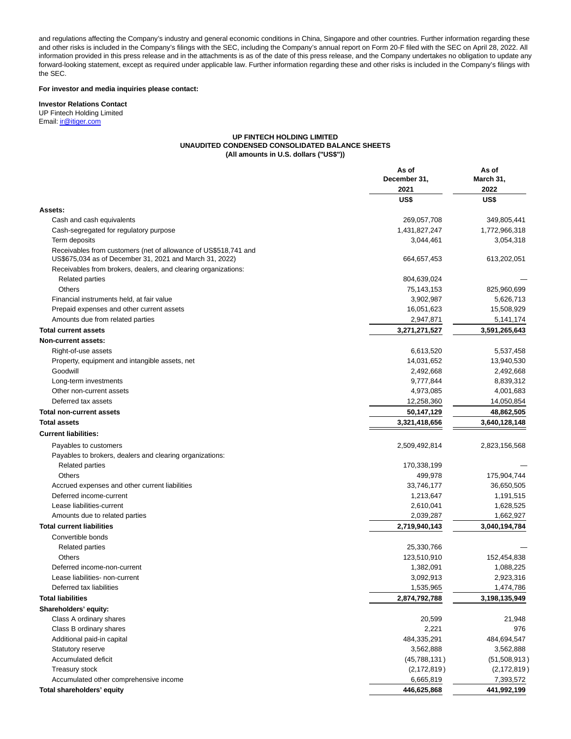and regulations affecting the Company's industry and general economic conditions in China, Singapore and other countries. Further information regarding these and other risks is included in the Company's filings with the SEC, including the Company's annual report on Form 20-F filed with the SEC on April 28, 2022. All information provided in this press release and in the attachments is as of the date of this press release, and the Company undertakes no obligation to update any forward-looking statement, except as required under applicable law. Further information regarding these and other risks is included in the Company's filings with the SEC.

**For investor and media inquiries please contact:**

**Investor Relations Contact**
UP Fintech Holding Limited
Email: ir@itiger.com

**UP FINTECH HOLDING LIMITED**
**UNAUDITED CONDENSED CONSOLIDATED BALANCE SHEETS**
**(All amounts in U.S. dollars ("US$"))**

| | As of December 31, 2021 | As of March 31, 2022 |
|---|---|---|
| | US$ | US$ |
| **Assets:** | | |
| Cash and cash equivalents | 269,057,708 | 349,805,441 |
| Cash-segregated for regulatory purpose | 1,431,827,247 | 1,772,966,318 |
| Term deposits | 3,044,461 | 3,054,318 |
| Receivables from customers (net of allowance of US$518,741 and US$675,034 as of December 31, 2021 and March 31, 2022) | 664,657,453 | 613,202,051 |
| Receivables from brokers, dealers, and clearing organizations: | | |
| Related parties | 804,639,024 | — |
| Others | 75,143,153 | 825,960,699 |
| Financial instruments held, at fair value | 3,902,987 | 5,626,713 |
| Prepaid expenses and other current assets | 16,051,623 | 15,508,929 |
| Amounts due from related parties | 2,947,871 | 5,141,174 |
| **Total current assets** | **3,271,271,527** | **3,591,265,643** |
| **Non-current assets:** | | |
| Right-of-use assets | 6,613,520 | 5,537,458 |
| Property, equipment and intangible assets, net | 14,031,652 | 13,940,530 |
| Goodwill | 2,492,668 | 2,492,668 |
| Long-term investments | 9,777,844 | 8,839,312 |
| Other non-current assets | 4,973,085 | 4,001,683 |
| Deferred tax assets | 12,258,360 | 14,050,854 |
| **Total non-current assets** | **50,147,129** | **48,862,505** |
| **Total assets** | **3,321,418,656** | **3,640,128,148** |
| **Current liabilities:** | | |
| Payables to customers | 2,509,492,814 | 2,823,156,568 |
| Payables to brokers, dealers and clearing organizations: | | |
| Related parties | 170,338,199 | — |
| Others | 499,978 | 175,904,744 |
| Accrued expenses and other current liabilities | 33,746,177 | 36,650,505 |
| Deferred income-current | 1,213,647 | 1,191,515 |
| Lease liabilities-current | 2,610,041 | 1,628,525 |
| Amounts due to related parties | 2,039,287 | 1,662,927 |
| **Total current liabilities** | **2,719,940,143** | **3,040,194,784** |
| Convertible bonds | | |
| Related parties | 25,330,766 | — |
| Others | 123,510,910 | 152,454,838 |
| Deferred income-non-current | 1,382,091 | 1,088,225 |
| Lease liabilities- non-current | 3,092,913 | 2,923,316 |
| Deferred tax liabilities | 1,535,965 | 1,474,786 |
| **Total liabilities** | **2,874,792,788** | **3,198,135,949** |
| **Shareholders' equity:** | | |
| Class A ordinary shares | 20,599 | 21,948 |
| Class B ordinary shares | 2,221 | 976 |
| Additional paid-in capital | 484,335,291 | 484,694,547 |
| Statutory reserve | 3,562,888 | 3,562,888 |
| Accumulated deficit | (45,788,131) | (51,508,913) |
| Treasury stock | (2,172,819) | (2,172,819) |
| Accumulated other comprehensive income | 6,665,819 | 7,393,572 |
| **Total shareholders' equity** | **446,625,868** | **441,992,199** |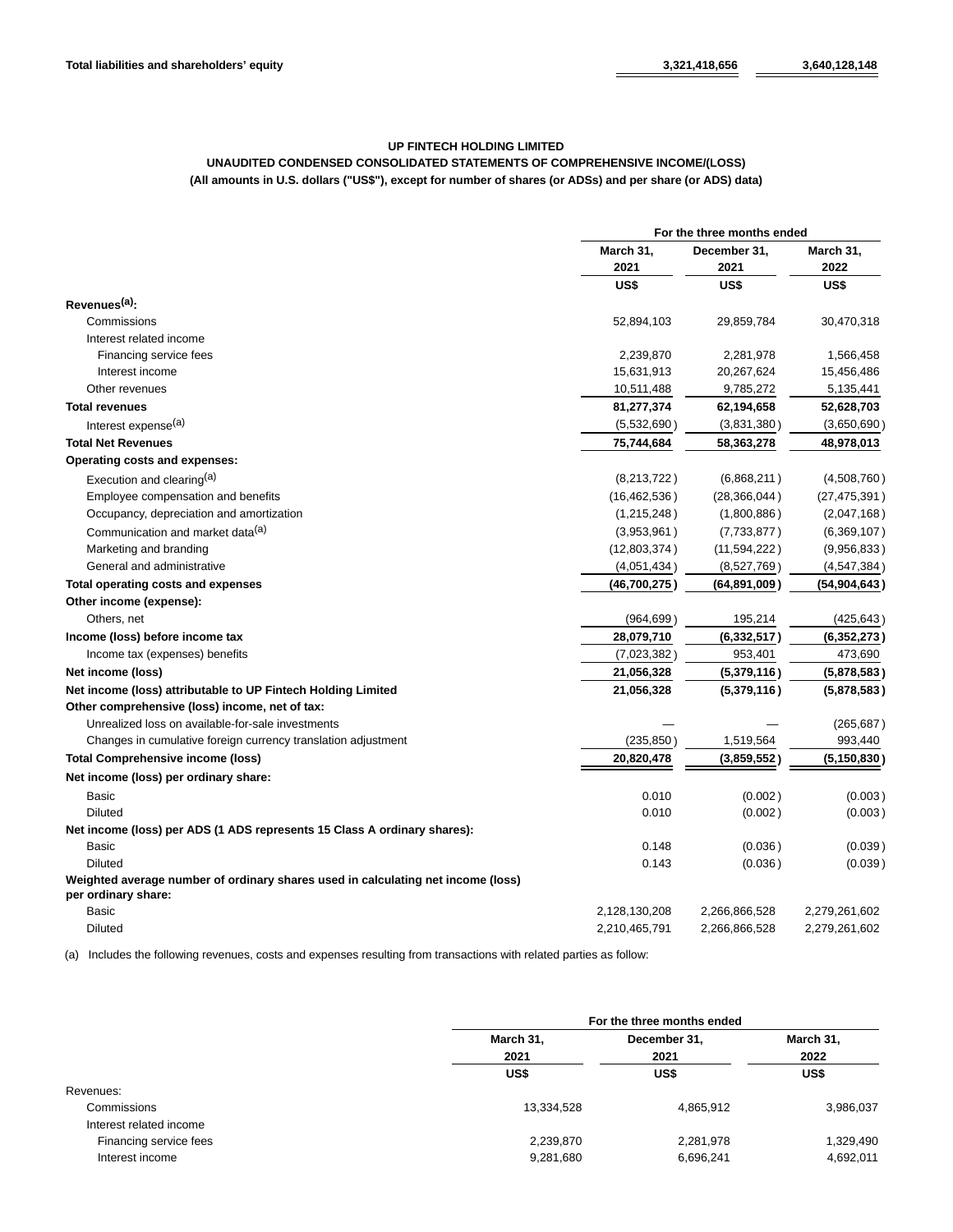| | | |
|---|---|---|
| **Total liabilities and shareholders' equity** | **3,321,418,656** | **3,640,128,148** |

**UP FINTECH HOLDING LIMITED**

**UNAUDITED CONDENSED CONSOLIDATED STATEMENTS OF COMPREHENSIVE INCOME/(LOSS)**

**(All amounts in U.S. dollars ("US$"), except for number of shares (or ADSs) and per share (or ADS) data)**

| | For the three months ended | | |
|---|---|---|---|
| | March 31, 2021 | December 31, 2021 | March 31, 2022 |
| | US$ | US$ | US$ |
| **Revenues[(a)]:** | | | |
| Commissions | 52,894,103 | 29,859,784 | 30,470,318 |
| Interest related income | | | |
| Financing service fees | 2,239,870 | 2,281,978 | 1,566,458 |
| Interest income | 15,631,913 | 20,267,624 | 15,456,486 |
| Other revenues | 10,511,488 | 9,785,272 | 5,135,441 |
| **Total revenues** | **81,277,374** | **62,194,658** | **52,628,703** |
| Interest expense[(a)] | (5,532,690) | (3,831,380) | (3,650,690) |
| **Total Net Revenues** | **75,744,684** | **58,363,278** | **48,978,013** |
| **Operating costs and expenses:** | | | |
| Execution and clearing[(a)] | (8,213,722) | (6,868,211) | (4,508,760) |
| Employee compensation and benefits | (16,462,536) | (28,366,044) | (27,475,391) |
| Occupancy, depreciation and amortization | (1,215,248) | (1,800,886) | (2,047,168) |
| Communication and market data[(a)] | (3,953,961) | (7,733,877) | (6,369,107) |
| Marketing and branding | (12,803,374) | (11,594,222) | (9,956,833) |
| General and administrative | (4,051,434) | (8,527,769) | (4,547,384) |
| **Total operating costs and expenses** | **(46,700,275)** | **(64,891,009)** | **(54,904,643)** |
| **Other income (expense):** | | | |
| Others, net | (964,699) | 195,214 | (425,643) |
| **Income (loss) before income tax** | **28,079,710** | **(6,332,517)** | **(6,352,273)** |
| Income tax (expenses) benefits | (7,023,382) | 953,401 | 473,690 |
| **Net income (loss)** | **21,056,328** | **(5,379,116)** | **(5,878,583)** |
| **Net income (loss) attributable to UP Fintech Holding Limited** | **21,056,328** | **(5,379,116)** | **(5,878,583)** |
| **Other comprehensive (loss) income, net of tax:** | | | |
| Unrealized loss on available-for-sale investments | — | — | (265,687) |
| Changes in cumulative foreign currency translation adjustment | (235,850) | 1,519,564 | 993,440 |
| **Total Comprehensive income (loss)** | **20,820,478** | **(3,859,552)** | **(5,150,830)** |
| **Net income (loss) per ordinary share:** | | | |
| Basic | 0.010 | (0.002) | (0.003) |
| Diluted | 0.010 | (0.002) | (0.003) |
| **Net income (loss) per ADS (1 ADS represents 15 Class A ordinary shares):** | | | |
| Basic | 0.148 | (0.036) | (0.039) |
| Diluted | 0.143 | (0.036) | (0.039) |
| **Weighted average number of ordinary shares used in calculating net income (loss) per ordinary share:** | | | |
| Basic | 2,128,130,208 | 2,266,866,528 | 2,279,261,602 |
| Diluted | 2,210,465,791 | 2,266,866,528 | 2,279,261,602 |

(a) Includes the following revenues, costs and expenses resulting from transactions with related parties as follow:

| | For the three months ended | | |
|---|---|---|---|
| | March 31, 2021 | December 31, 2021 | March 31, 2022 |
| | US$ | US$ | US$ |
| Revenues: | | | |
| Commissions | 13,334,528 | 4,865,912 | 3,986,037 |
| Interest related income | | | |
| Financing service fees | 2,239,870 | 2,281,978 | 1,329,490 |
| Interest income | 9,281,680 | 6,696,241 | 4,692,011 |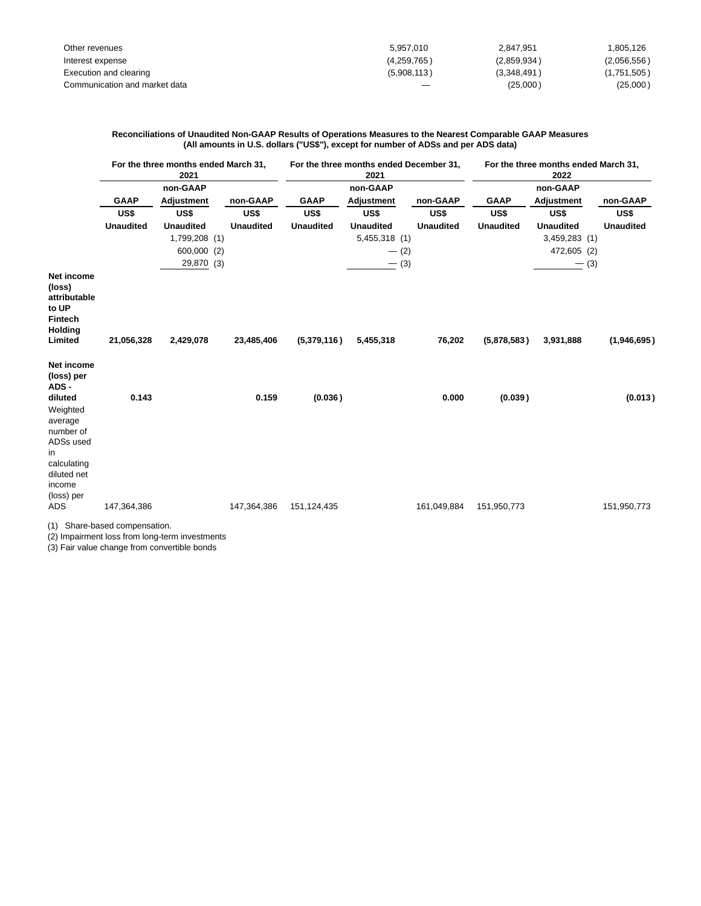| | | | |
|---|---|---|---|
| Other revenues | 5,957,010 | 2,847,951 | 1,805,126 |
| Interest expense | (4,259,765) | (2,859,934) | (2,056,556) |
| Execution and clearing | (5,908,113) | (3,348,491) | (1,751,505) |
| Communication and market data | — | (25,000) | (25,000) |

**Reconciliations of Unaudited Non-GAAP Results of Operations Measures to the Nearest Comparable GAAP Measures**
**(All amounts in U.S. dollars ("US$"), except for number of ADSs and per ADS data)**

| | For the three months ended March 31, 2021 | | | For the three months ended December 31, 2021 | | | For the three months ended March 31, 2022 | | |
|---|---|---|---|---|---|---|---|---|---|
| | **GAAP** | **non-GAAP Adjustment** | **non-GAAP** | **GAAP** | **non-GAAP Adjustment** | **non-GAAP** | **GAAP** | **non-GAAP Adjustment** | **non-GAAP** |
| | **US$** | **US$** | **US$** | **US$** | **US$** | **US$** | **US$** | **US$** | **US$** |
| | **Unaudited** | **Unaudited** | **Unaudited** | **Unaudited** | **Unaudited** | **Unaudited** | **Unaudited** | **Unaudited** | **Unaudited** |
| | | 1,799,208 (1) | | | 5,455,318 (1) | | | 3,459,283 (1) | |
| | | 600,000 (2) | | | — (2) | | | 472,605 (2) | |
| | | 29,870 (3) | | | — (3) | | | — (3) | |
| **Net income (loss) attributable to UP Fintech Holding Limited** | **21,056,328** | **2,429,078** | **23,485,406** | **(5,379,116)** | **5,455,318** | **76,202** | **(5,878,583)** | **3,931,888** | **(1,946,695)** |
| **Net income (loss) per ADS - diluted** | **0.143** | | **0.159** | **(0.036)** | | **0.000** | **(0.039)** | | **(0.013)** |
| Weighted average number of ADSs used in calculating diluted net income (loss) per ADS | 147,364,386 | | 147,364,386 | 151,124,435 | | 161,049,884 | 151,950,773 | | 151,950,773 |

(1) Share-based compensation.
(2) Impairment loss from long-term investments
(3) Fair value change from convertible bonds